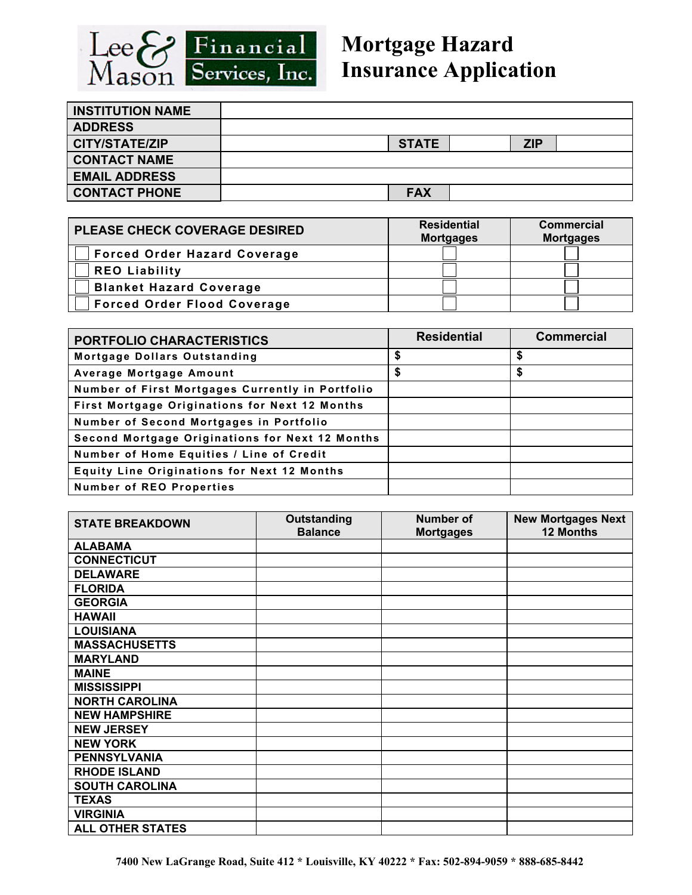# Lee & Mason Financial Services, Inc.

# Mortgage Hazard Insurance Application

| INSTITUTION NAME | | | | | |
|---|---|---|---|---|---|
| ADDRESS | | | | | |
| CITY/STATE/ZIP | | STATE | | ZIP | |
| CONTACT NAME | | | | | |
| EMAIL ADDRESS | | | | | |
| CONTACT PHONE | | FAX | | | |

| PLEASE CHECK COVERAGE DESIRED | Residential Mortgages | Commercial Mortgages |
|---|---|---|
| ☐ Forced Order Hazard Coverage | ☐ | ☐ |
| ☐ REO Liability | ☐ | ☐ |
| ☐ Blanket Hazard Coverage | ☐ | ☐ |
| ☐ Forced Order Flood Coverage | ☐ | ☐ |

| PORTFOLIO CHARACTERISTICS | Residential | Commercial |
|---|---|---|
| Mortgage Dollars Outstanding | $ | $ |
| Average Mortgage Amount | $ | $ |
| Number of First Mortgages Currently in Portfolio | | |
| First Mortgage Originations for Next 12 Months | | |
| Number of Second Mortgages in Portfolio | | |
| Second Mortgage Originations for Next 12 Months | | |
| Number of Home Equities / Line of Credit | | |
| Equity Line Originations for Next 12 Months | | |
| Number of REO Properties | | |

| STATE BREAKDOWN | Outstanding Balance | Number of Mortgages | New Mortgages Next 12 Months |
|---|---|---|---|
| ALABAMA | | | |
| CONNECTICUT | | | |
| DELAWARE | | | |
| FLORIDA | | | |
| GEORGIA | | | |
| HAWAII | | | |
| LOUISIANA | | | |
| MASSACHUSETTS | | | |
| MARYLAND | | | |
| MAINE | | | |
| MISSISSIPPI | | | |
| NORTH CAROLINA | | | |
| NEW HAMPSHIRE | | | |
| NEW JERSEY | | | |
| NEW YORK | | | |
| PENNSYLVANIA | | | |
| RHODE ISLAND | | | |
| SOUTH CAROLINA | | | |
| TEXAS | | | |
| VIRGINIA | | | |
| ALL OTHER STATES | | | |

7400 New LaGrange Road, Suite 412 * Louisville, KY 40222 * Fax: 502-894-9059 * 888-685-8442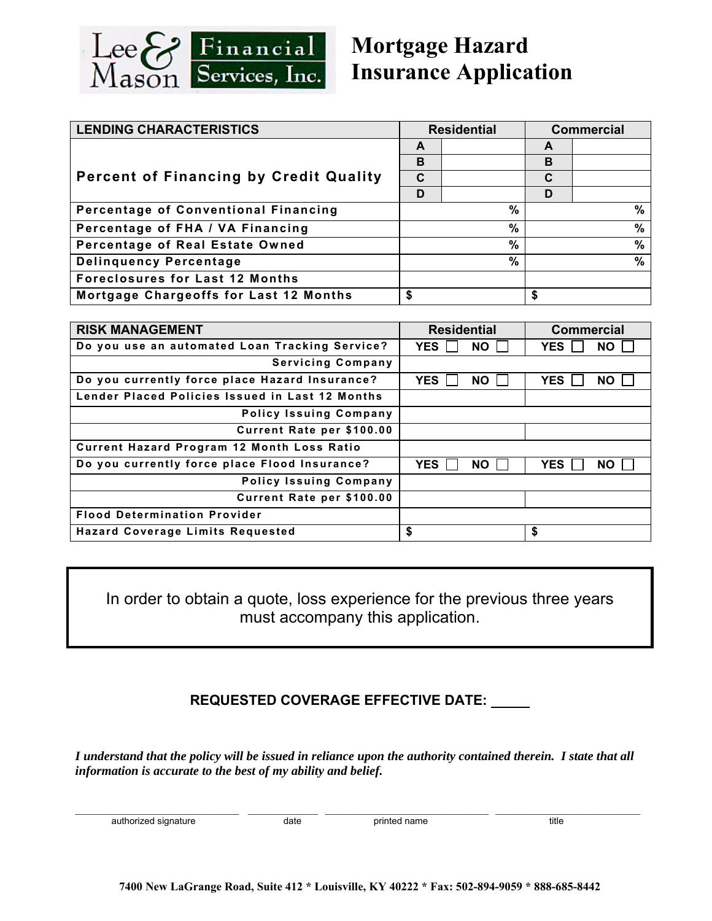Lee & Mason Financial Services, Inc.

# Mortgage Hazard Insurance Application

| LENDING CHARACTERISTICS | Residential | | Commercial | |
|---|---|---|---|---|
| Percent of Financing by Credit Quality | A | | A | |
| | B | | B | |
| | C | | C | |
| | D | | D | |
| Percentage of Conventional Financing | % | | % | |
| Percentage of FHA / VA Financing | % | | % | |
| Percentage of Real Estate Owned | % | | % | |
| Delinquency Percentage | % | | % | |
| Foreclosures for Last 12 Months | | | | |
| Mortgage Chargeoffs for Last 12 Months | $ | | $ | |

| RISK MANAGEMENT | Residential | Commercial |
|---|---|---|
| Do you use an automated Loan Tracking Service? | YES ☐ NO ☐ | YES ☐ NO ☐ |
| Servicing Company | | |
| Do you currently force place Hazard Insurance? | YES ☐ NO ☐ | YES ☐ NO ☐ |
| Lender Placed Policies Issued in Last 12 Months | | |
| Policy Issuing Company | | |
| Current Rate per $100.00 | | |
| Current Hazard Program 12 Month Loss Ratio | | |
| Do you currently force place Flood Insurance? | YES ☐ NO ☐ | YES ☐ NO ☐ |
| Policy Issuing Company | | |
| Current Rate per $100.00 | | |
| Flood Determination Provider | | |
| Hazard Coverage Limits Requested | $ | $ |

In order to obtain a quote, loss experience for the previous three years must accompany this application.

**REQUESTED COVERAGE EFFECTIVE DATE: _____**

***I understand that the policy will be issued in reliance upon the authority contained therein. I state that all information is accurate to the best of my ability and belief.***

| authorized signature | date | printed name | title |
|---|---|---|---|

**7400 New LaGrange Road, Suite 412 * Louisville, KY 40222 * Fax: 502-894-9059 * 888-685-8442**